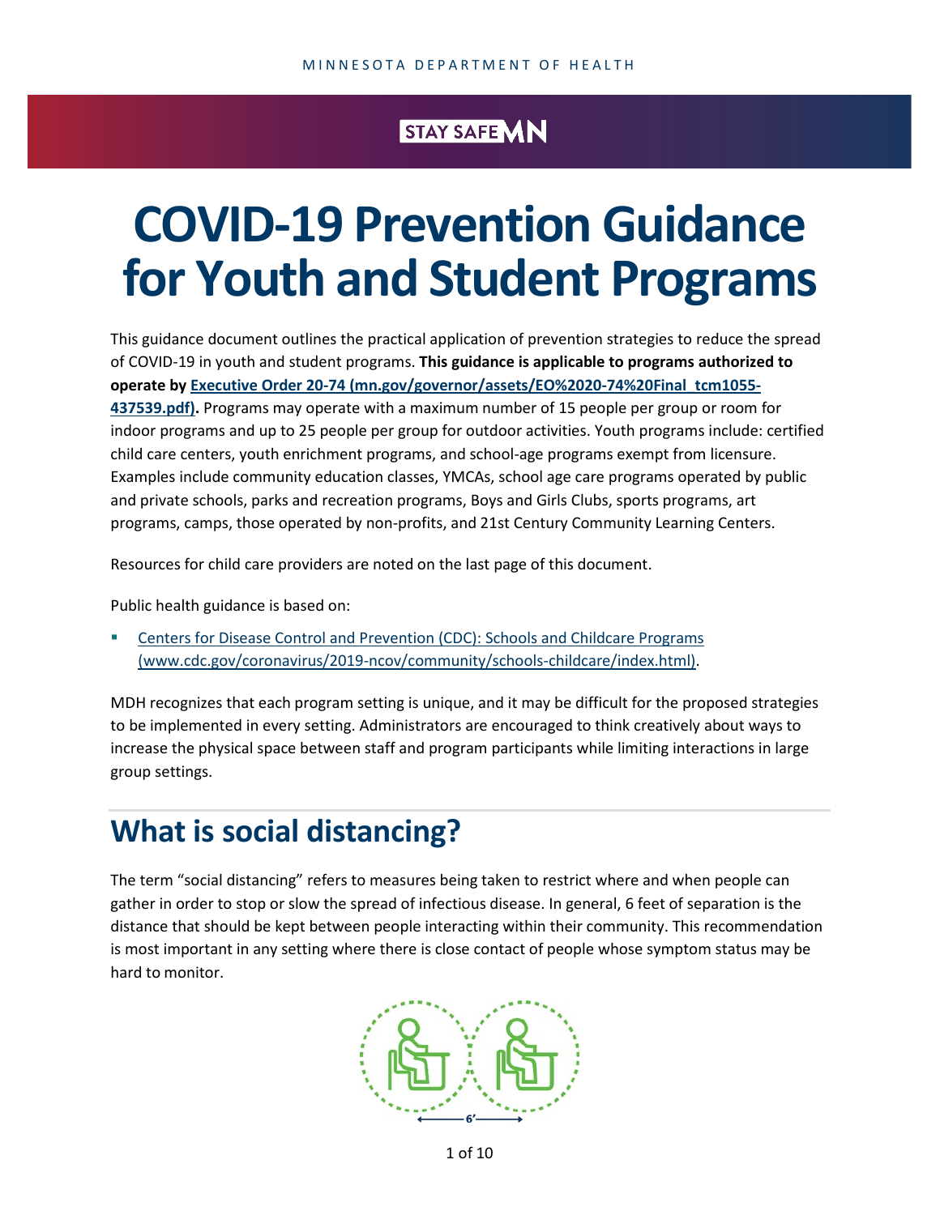MINNESOTA DEPARTMENT OF HEALTH

STAY SAFE MN

# COVID-19 Prevention Guidance for Youth and Student Programs

This guidance document outlines the practical application of prevention strategies to reduce the spread of COVID-19 in youth and student programs. **This guidance is applicable to programs authorized to operate by [Executive Order 20-74 (mn.gov/governor/assets/EO%2020-74%20Final_tcm1055-437539.pdf)](mn.gov/governor/assets/EO%2020-74%20Final_tcm1055-437539.pdf).** Programs may operate with a maximum number of 15 people per group or room for indoor programs and up to 25 people per group for outdoor activities. Youth programs include: certified child care centers, youth enrichment programs, and school-age programs exempt from licensure. Examples include community education classes, YMCAs, school age care programs operated by public and private schools, parks and recreation programs, Boys and Girls Clubs, sports programs, art programs, camps, those operated by non-profits, and 21st Century Community Learning Centers.

Resources for child care providers are noted on the last page of this document.

Public health guidance is based on:

- [Centers for Disease Control and Prevention (CDC): Schools and Childcare Programs (www.cdc.gov/coronavirus/2019-ncov/community/schools-childcare/index.html)](www.cdc.gov/coronavirus/2019-ncov/community/schools-childcare/index.html).

MDH recognizes that each program setting is unique, and it may be difficult for the proposed strategies to be implemented in every setting. Administrators are encouraged to think creatively about ways to increase the physical space between staff and program participants while limiting interactions in large group settings.

## What is social distancing?

The term "social distancing" refers to measures being taken to restrict where and when people can gather in order to stop or slow the spread of infectious disease. In general, 6 feet of separation is the distance that should be kept between people interacting within their community. This recommendation is most important in any setting where there is close contact of people whose symptom status may be hard to monitor.

6'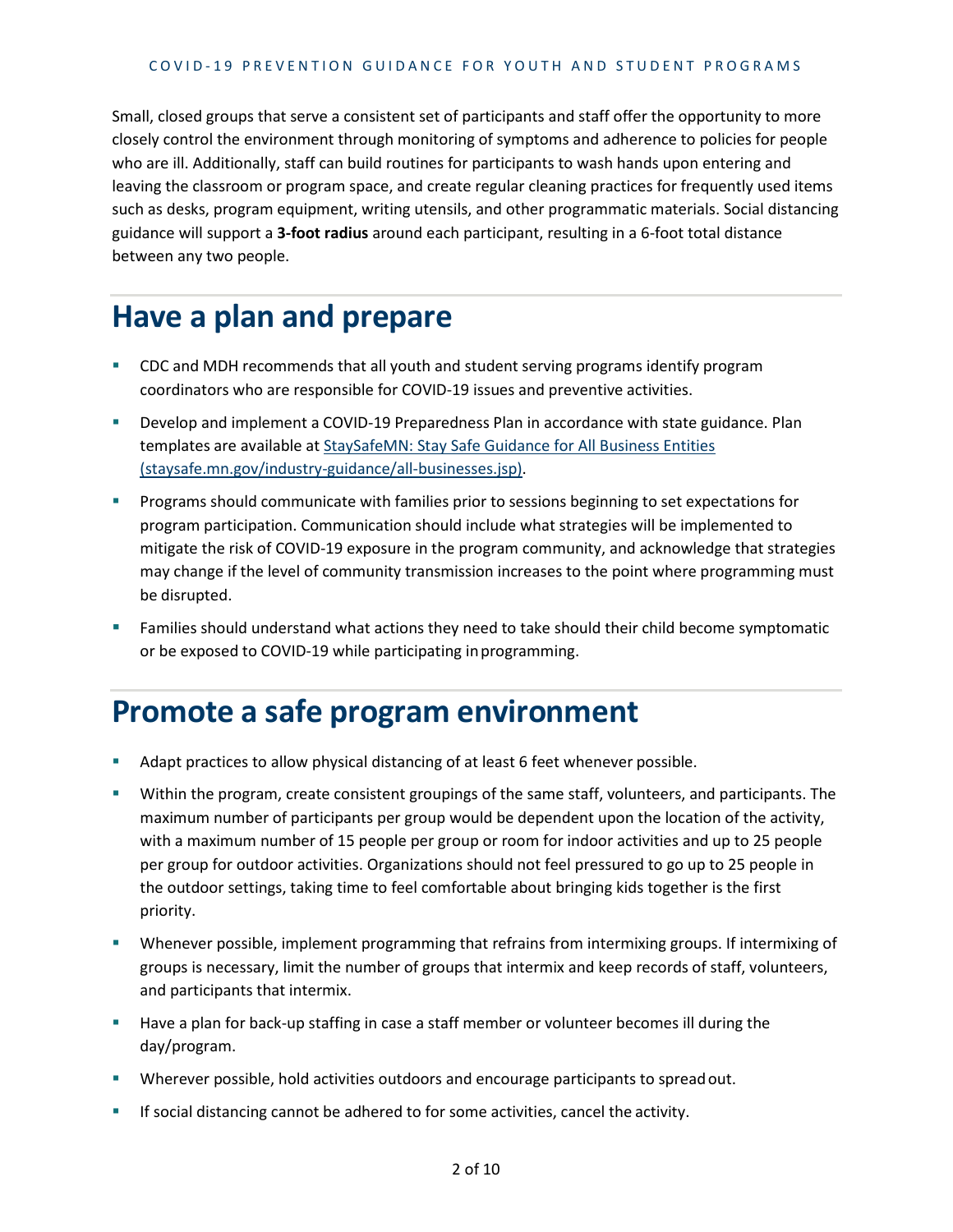Small, closed groups that serve a consistent set of participants and staff offer the opportunity to more closely control the environment through monitoring of symptoms and adherence to policies for people who are ill. Additionally, staff can build routines for participants to wash hands upon entering and leaving the classroom or program space, and create regular cleaning practices for frequently used items such as desks, program equipment, writing utensils, and other programmatic materials. Social distancing guidance will support a **3-foot radius** around each participant, resulting in a 6-foot total distance between any two people.

# Have a plan and prepare

- CDC and MDH recommends that all youth and student serving programs identify program coordinators who are responsible for COVID-19 issues and preventive activities.
- Develop and implement a COVID-19 Preparedness Plan in accordance with state guidance. Plan templates are available at [StaySafeMN: Stay Safe Guidance for All Business Entities (staysafe.mn.gov/industry-guidance/all-businesses.jsp)](staysafe.mn.gov/industry-guidance/all-businesses.jsp).
- Programs should communicate with families prior to sessions beginning to set expectations for program participation. Communication should include what strategies will be implemented to mitigate the risk of COVID-19 exposure in the program community, and acknowledge that strategies may change if the level of community transmission increases to the point where programming must be disrupted.
- Families should understand what actions they need to take should their child become symptomatic or be exposed to COVID-19 while participating in programming.

# Promote a safe program environment

- Adapt practices to allow physical distancing of at least 6 feet whenever possible.
- Within the program, create consistent groupings of the same staff, volunteers, and participants. The maximum number of participants per group would be dependent upon the location of the activity, with a maximum number of 15 people per group or room for indoor activities and up to 25 people per group for outdoor activities. Organizations should not feel pressured to go up to 25 people in the outdoor settings, taking time to feel comfortable about bringing kids together is the first priority.
- Whenever possible, implement programming that refrains from intermixing groups. If intermixing of groups is necessary, limit the number of groups that intermix and keep records of staff, volunteers, and participants that intermix.
- Have a plan for back-up staffing in case a staff member or volunteer becomes ill during the day/program.
- Wherever possible, hold activities outdoors and encourage participants to spread out.
- If social distancing cannot be adhered to for some activities, cancel the activity.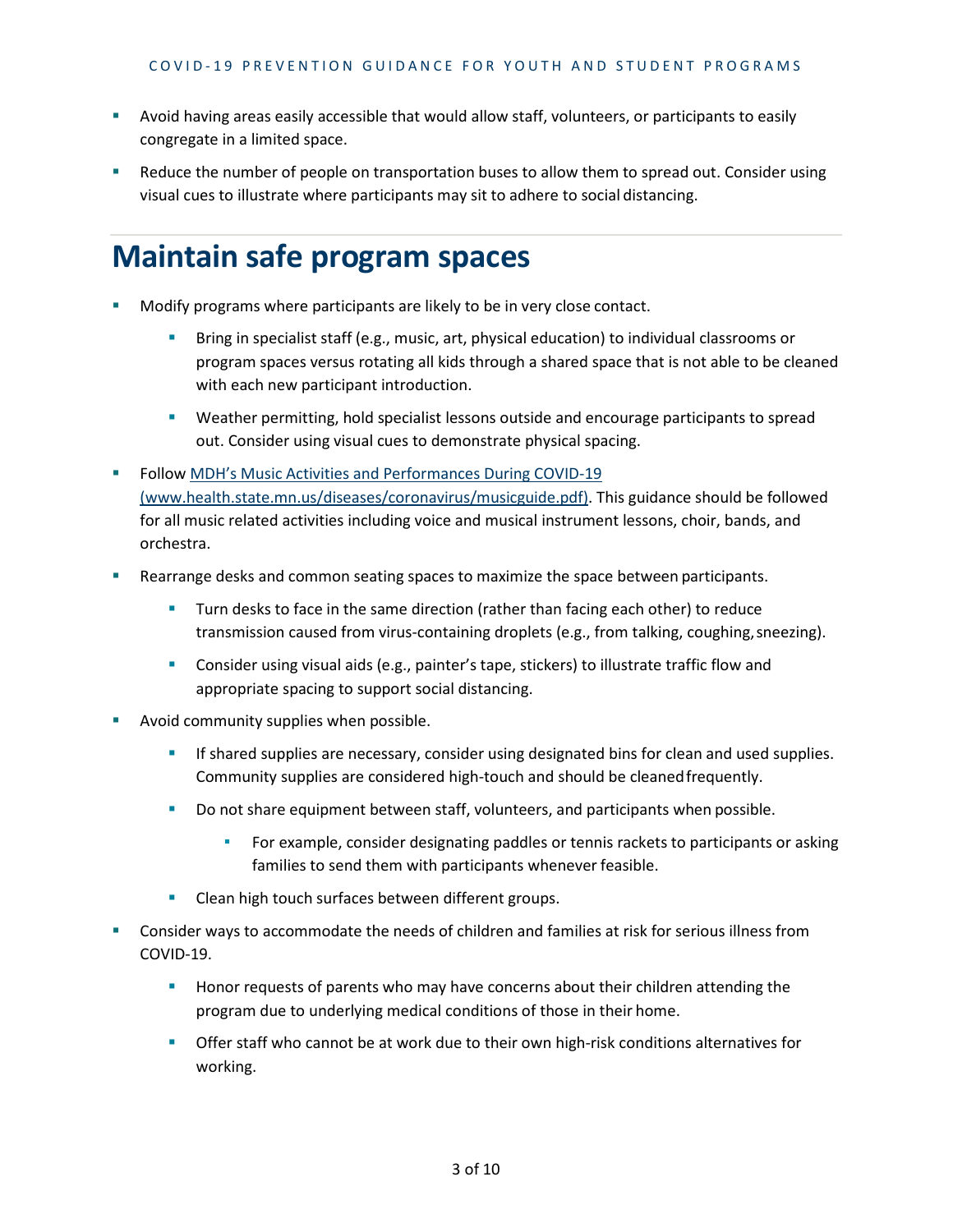- Avoid having areas easily accessible that would allow staff, volunteers, or participants to easily congregate in a limited space.
- Reduce the number of people on transportation buses to allow them to spread out. Consider using visual cues to illustrate where participants may sit to adhere to social distancing.

# Maintain safe program spaces

- Modify programs where participants are likely to be in very close contact.
  - Bring in specialist staff (e.g., music, art, physical education) to individual classrooms or program spaces versus rotating all kids through a shared space that is not able to be cleaned with each new participant introduction.
  - Weather permitting, hold specialist lessons outside and encourage participants to spread out. Consider using visual cues to demonstrate physical spacing.
- Follow [MDH's Music Activities and Performances During COVID-19 (www.health.state.mn.us/diseases/coronavirus/musicguide.pdf)](www.health.state.mn.us/diseases/coronavirus/musicguide.pdf). This guidance should be followed for all music related activities including voice and musical instrument lessons, choir, bands, and orchestra.
- Rearrange desks and common seating spaces to maximize the space between participants.
  - Turn desks to face in the same direction (rather than facing each other) to reduce transmission caused from virus-containing droplets (e.g., from talking, coughing, sneezing).
  - Consider using visual aids (e.g., painter's tape, stickers) to illustrate traffic flow and appropriate spacing to support social distancing.
- Avoid community supplies when possible.
  - If shared supplies are necessary, consider using designated bins for clean and used supplies. Community supplies are considered high-touch and should be cleaned frequently.
  - Do not share equipment between staff, volunteers, and participants when possible.
    - For example, consider designating paddles or tennis rackets to participants or asking families to send them with participants whenever feasible.
  - Clean high touch surfaces between different groups.
- Consider ways to accommodate the needs of children and families at risk for serious illness from COVID-19.
  - Honor requests of parents who may have concerns about their children attending the program due to underlying medical conditions of those in their home.
  - Offer staff who cannot be at work due to their own high-risk conditions alternatives for working.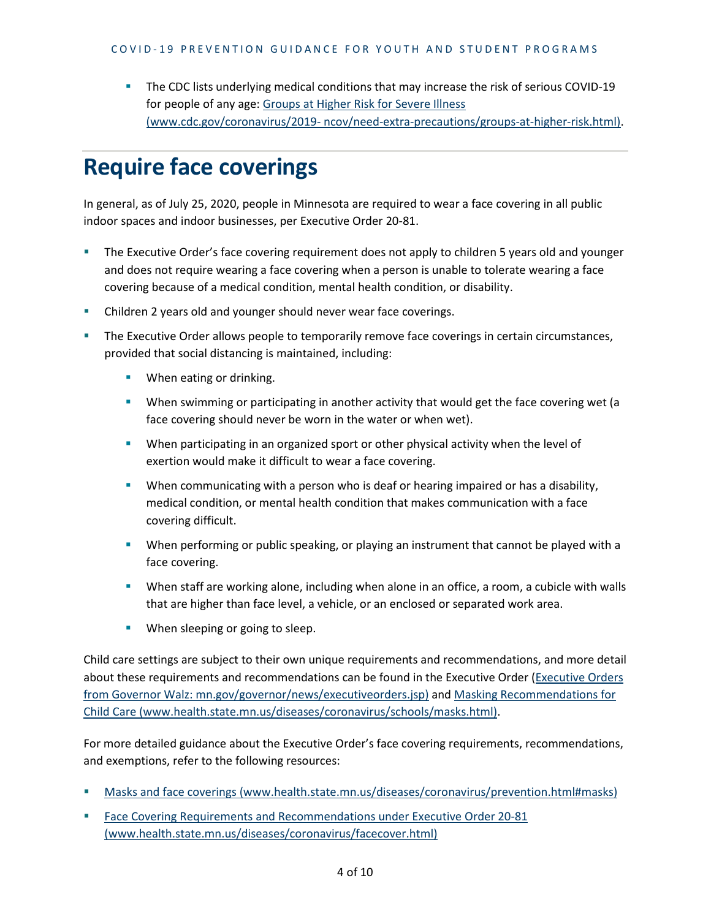- The CDC lists underlying medical conditions that may increase the risk of serious COVID-19 for people of any age: [Groups at Higher Risk for Severe Illness (www.cdc.gov/coronavirus/2019- ncov/need-extra-precautions/groups-at-higher-risk.html)](www.cdc.gov/coronavirus/2019-ncov/need-extra-precautions/groups-at-higher-risk.html).

# Require face coverings

In general, as of July 25, 2020, people in Minnesota are required to wear a face covering in all public indoor spaces and indoor businesses, per Executive Order 20-81.

- The Executive Order's face covering requirement does not apply to children 5 years old and younger and does not require wearing a face covering when a person is unable to tolerate wearing a face covering because of a medical condition, mental health condition, or disability.
- Children 2 years old and younger should never wear face coverings.
- The Executive Order allows people to temporarily remove face coverings in certain circumstances, provided that social distancing is maintained, including:
  - When eating or drinking.
  - When swimming or participating in another activity that would get the face covering wet (a face covering should never be worn in the water or when wet).
  - When participating in an organized sport or other physical activity when the level of exertion would make it difficult to wear a face covering.
  - When communicating with a person who is deaf or hearing impaired or has a disability, medical condition, or mental health condition that makes communication with a face covering difficult.
  - When performing or public speaking, or playing an instrument that cannot be played with a face covering.
  - When staff are working alone, including when alone in an office, a room, a cubicle with walls that are higher than face level, a vehicle, or an enclosed or separated work area.
  - When sleeping or going to sleep.

Child care settings are subject to their own unique requirements and recommendations, and more detail about these requirements and recommendations can be found in the Executive Order ([Executive Orders from Governor Walz: mn.gov/governor/news/executiveorders.jsp)](mn.gov/governor/news/executiveorders.jsp) and [Masking Recommendations for Child Care (www.health.state.mn.us/diseases/coronavirus/schools/masks.html)](www.health.state.mn.us/diseases/coronavirus/schools/masks.html).

For more detailed guidance about the Executive Order's face covering requirements, recommendations, and exemptions, refer to the following resources:

- [Masks and face coverings (www.health.state.mn.us/diseases/coronavirus/prevention.html#masks)](www.health.state.mn.us/diseases/coronavirus/prevention.html#masks)
- [Face Covering Requirements and Recommendations under Executive Order 20-81 (www.health.state.mn.us/diseases/coronavirus/facecover.html)](www.health.state.mn.us/diseases/coronavirus/facecover.html)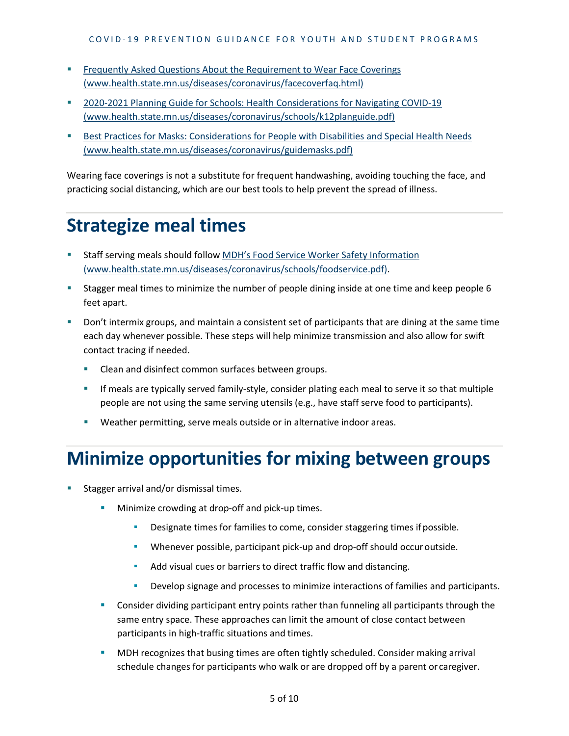- [Frequently Asked Questions About the Requirement to Wear Face Coverings (www.health.state.mn.us/diseases/coronavirus/facecoverfaq.html)](www.health.state.mn.us/diseases/coronavirus/facecoverfaq.html)
- [2020-2021 Planning Guide for Schools: Health Considerations for Navigating COVID-19 (www.health.state.mn.us/diseases/coronavirus/schools/k12planguide.pdf)](www.health.state.mn.us/diseases/coronavirus/schools/k12planguide.pdf)
- [Best Practices for Masks: Considerations for People with Disabilities and Special Health Needs (www.health.state.mn.us/diseases/coronavirus/guidemasks.pdf)](www.health.state.mn.us/diseases/coronavirus/guidemasks.pdf)

Wearing face coverings is not a substitute for frequent handwashing, avoiding touching the face, and practicing social distancing, which are our best tools to help prevent the spread of illness.

## Strategize meal times

- Staff serving meals should follow [MDH's Food Service Worker Safety Information (www.health.state.mn.us/diseases/coronavirus/schools/foodservice.pdf)](www.health.state.mn.us/diseases/coronavirus/schools/foodservice.pdf).
- Stagger meal times to minimize the number of people dining inside at one time and keep people 6 feet apart.
- Don't intermix groups, and maintain a consistent set of participants that are dining at the same time each day whenever possible. These steps will help minimize transmission and also allow for swift contact tracing if needed.
  - Clean and disinfect common surfaces between groups.
  - If meals are typically served family-style, consider plating each meal to serve it so that multiple people are not using the same serving utensils (e.g., have staff serve food to participants).
  - Weather permitting, serve meals outside or in alternative indoor areas.

## Minimize opportunities for mixing between groups

- Stagger arrival and/or dismissal times.
  - Minimize crowding at drop-off and pick-up times.
    - Designate times for families to come, consider staggering times if possible.
    - Whenever possible, participant pick-up and drop-off should occur outside.
    - Add visual cues or barriers to direct traffic flow and distancing.
    - Develop signage and processes to minimize interactions of families and participants.
  - Consider dividing participant entry points rather than funneling all participants through the same entry space. These approaches can limit the amount of close contact between participants in high-traffic situations and times.
  - MDH recognizes that busing times are often tightly scheduled. Consider making arrival schedule changes for participants who walk or are dropped off by a parent or caregiver.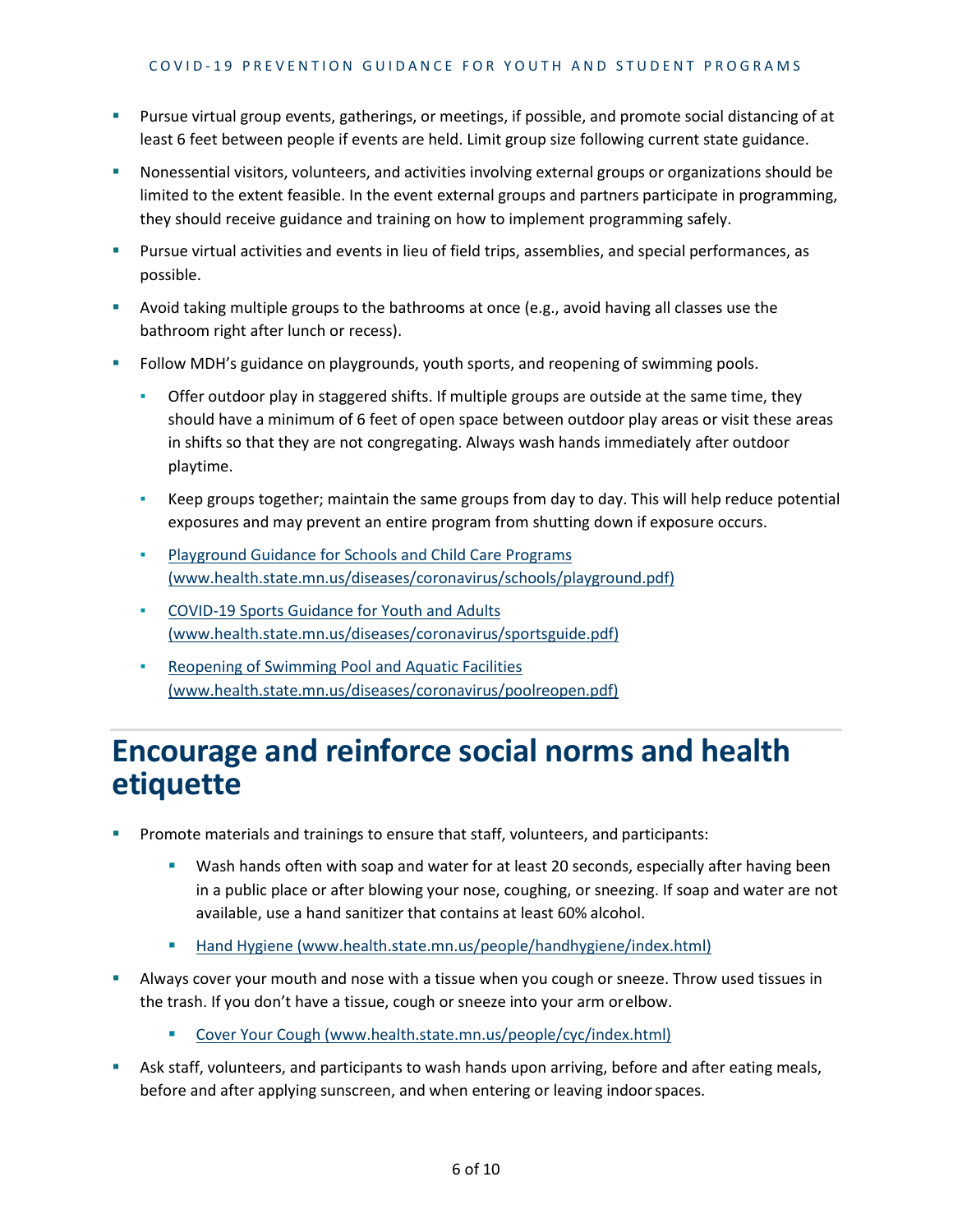- Pursue virtual group events, gatherings, or meetings, if possible, and promote social distancing of at least 6 feet between people if events are held. Limit group size following current state guidance.
- Nonessential visitors, volunteers, and activities involving external groups or organizations should be limited to the extent feasible. In the event external groups and partners participate in programming, they should receive guidance and training on how to implement programming safely.
- Pursue virtual activities and events in lieu of field trips, assemblies, and special performances, as possible.
- Avoid taking multiple groups to the bathrooms at once (e.g., avoid having all classes use the bathroom right after lunch or recess).
- Follow MDH's guidance on playgrounds, youth sports, and reopening of swimming pools.
  - Offer outdoor play in staggered shifts. If multiple groups are outside at the same time, they should have a minimum of 6 feet of open space between outdoor play areas or visit these areas in shifts so that they are not congregating. Always wash hands immediately after outdoor playtime.
  - Keep groups together; maintain the same groups from day to day. This will help reduce potential exposures and may prevent an entire program from shutting down if exposure occurs.
  - [Playground Guidance for Schools and Child Care Programs (www.health.state.mn.us/diseases/coronavirus/schools/playground.pdf)](www.health.state.mn.us/diseases/coronavirus/schools/playground.pdf)
  - [COVID-19 Sports Guidance for Youth and Adults (www.health.state.mn.us/diseases/coronavirus/sportsguide.pdf)](www.health.state.mn.us/diseases/coronavirus/sportsguide.pdf)
  - [Reopening of Swimming Pool and Aquatic Facilities (www.health.state.mn.us/diseases/coronavirus/poolreopen.pdf)](www.health.state.mn.us/diseases/coronavirus/poolreopen.pdf)

# Encourage and reinforce social norms and health etiquette

- Promote materials and trainings to ensure that staff, volunteers, and participants:
  - Wash hands often with soap and water for at least 20 seconds, especially after having been in a public place or after blowing your nose, coughing, or sneezing. If soap and water are not available, use a hand sanitizer that contains at least 60% alcohol.
  - [Hand Hygiene (www.health.state.mn.us/people/handhygiene/index.html)](www.health.state.mn.us/people/handhygiene/index.html)
- Always cover your mouth and nose with a tissue when you cough or sneeze. Throw used tissues in the trash. If you don't have a tissue, cough or sneeze into your arm or elbow.
  - [Cover Your Cough (www.health.state.mn.us/people/cyc/index.html)](www.health.state.mn.us/people/cyc/index.html)
- Ask staff, volunteers, and participants to wash hands upon arriving, before and after eating meals, before and after applying sunscreen, and when entering or leaving indoor spaces.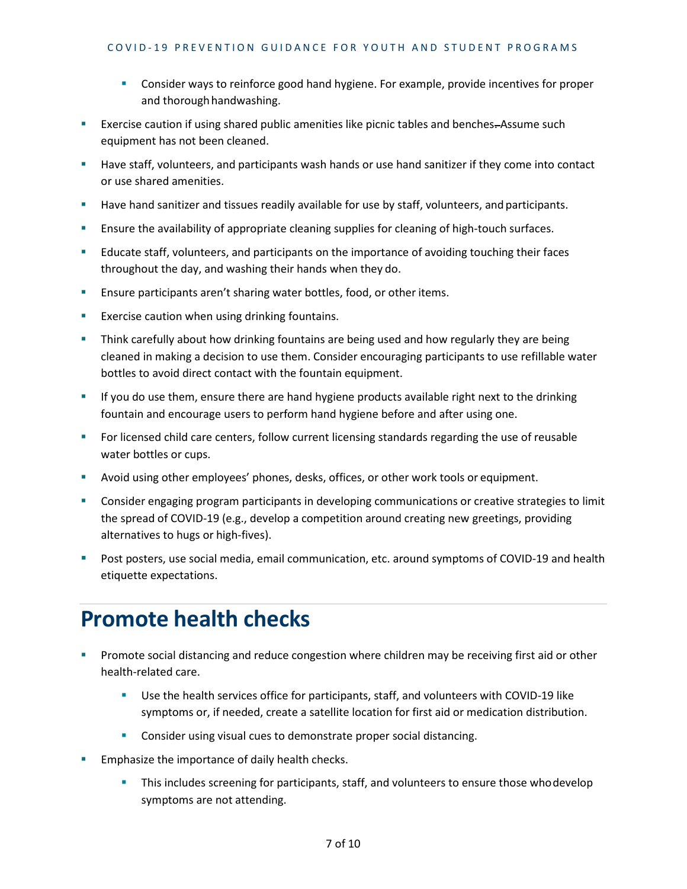- Consider ways to reinforce good hand hygiene. For example, provide incentives for proper and thorough handwashing.
- Exercise caution if using shared public amenities like picnic tables and benches. Assume such equipment has not been cleaned.
- Have staff, volunteers, and participants wash hands or use hand sanitizer if they come into contact or use shared amenities.
- Have hand sanitizer and tissues readily available for use by staff, volunteers, and participants.
- Ensure the availability of appropriate cleaning supplies for cleaning of high-touch surfaces.
- Educate staff, volunteers, and participants on the importance of avoiding touching their faces throughout the day, and washing their hands when they do.
- Ensure participants aren't sharing water bottles, food, or other items.
- Exercise caution when using drinking fountains.
- Think carefully about how drinking fountains are being used and how regularly they are being cleaned in making a decision to use them. Consider encouraging participants to use refillable water bottles to avoid direct contact with the fountain equipment.
- If you do use them, ensure there are hand hygiene products available right next to the drinking fountain and encourage users to perform hand hygiene before and after using one.
- For licensed child care centers, follow current licensing standards regarding the use of reusable water bottles or cups.
- Avoid using other employees' phones, desks, offices, or other work tools or equipment.
- Consider engaging program participants in developing communications or creative strategies to limit the spread of COVID-19 (e.g., develop a competition around creating new greetings, providing alternatives to hugs or high-fives).
- Post posters, use social media, email communication, etc. around symptoms of COVID-19 and health etiquette expectations.

# Promote health checks

- Promote social distancing and reduce congestion where children may be receiving first aid or other health-related care.
    - Use the health services office for participants, staff, and volunteers with COVID-19 like symptoms or, if needed, create a satellite location for first aid or medication distribution.
    - Consider using visual cues to demonstrate proper social distancing.
- Emphasize the importance of daily health checks.
    - This includes screening for participants, staff, and volunteers to ensure those who develop symptoms are not attending.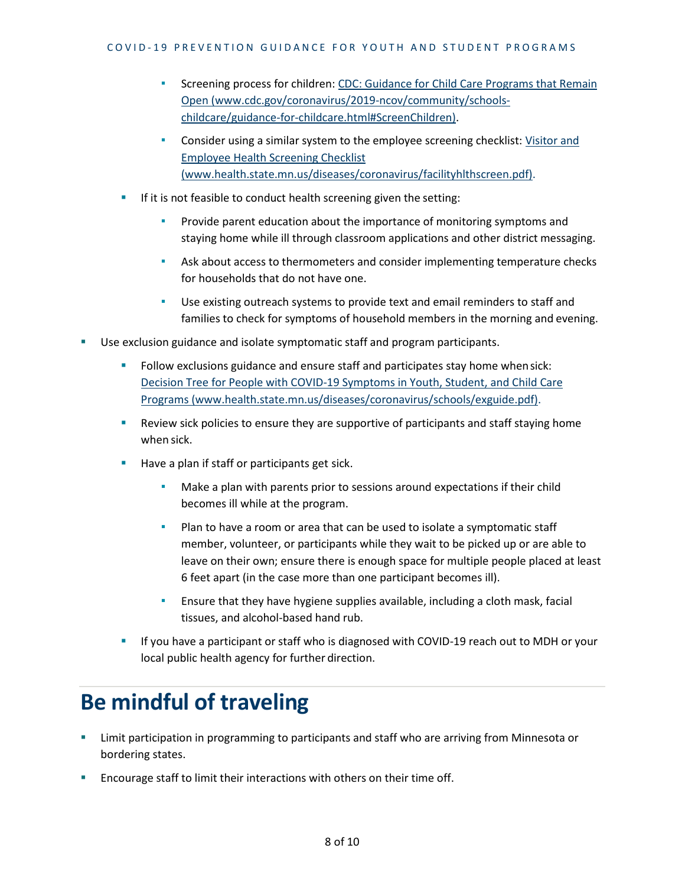- Screening process for children: [CDC: Guidance for Child Care Programs that Remain Open (www.cdc.gov/coronavirus/2019-ncov/community/schools-childcare/guidance-for-childcare.html#ScreenChildren)](www.cdc.gov/coronavirus/2019-ncov/community/schools-childcare/guidance-for-childcare.html#ScreenChildren).
        - Consider using a similar system to the employee screening checklist: [Visitor and Employee Health Screening Checklist (www.health.state.mn.us/diseases/coronavirus/facilityhlthscreen.pdf)](www.health.state.mn.us/diseases/coronavirus/facilityhlthscreen.pdf).
    - If it is not feasible to conduct health screening given the setting:
        - Provide parent education about the importance of monitoring symptoms and staying home while ill through classroom applications and other district messaging.
        - Ask about access to thermometers and consider implementing temperature checks for households that do not have one.
        - Use existing outreach systems to provide text and email reminders to staff and families to check for symptoms of household members in the morning and evening.
- Use exclusion guidance and isolate symptomatic staff and program participants.
    - Follow exclusions guidance and ensure staff and participates stay home when sick: [Decision Tree for People with COVID-19 Symptoms in Youth, Student, and Child Care Programs (www.health.state.mn.us/diseases/coronavirus/schools/exguide.pdf)](www.health.state.mn.us/diseases/coronavirus/schools/exguide.pdf).
    - Review sick policies to ensure they are supportive of participants and staff staying home when sick.
    - Have a plan if staff or participants get sick.
        - Make a plan with parents prior to sessions around expectations if their child becomes ill while at the program.
        - Plan to have a room or area that can be used to isolate a symptomatic staff member, volunteer, or participants while they wait to be picked up or are able to leave on their own; ensure there is enough space for multiple people placed at least 6 feet apart (in the case more than one participant becomes ill).
        - Ensure that they have hygiene supplies available, including a cloth mask, facial tissues, and alcohol-based hand rub.
    - If you have a participant or staff who is diagnosed with COVID-19 reach out to MDH or your local public health agency for further direction.

# Be mindful of traveling

- Limit participation in programming to participants and staff who are arriving from Minnesota or bordering states.
- Encourage staff to limit their interactions with others on their time off.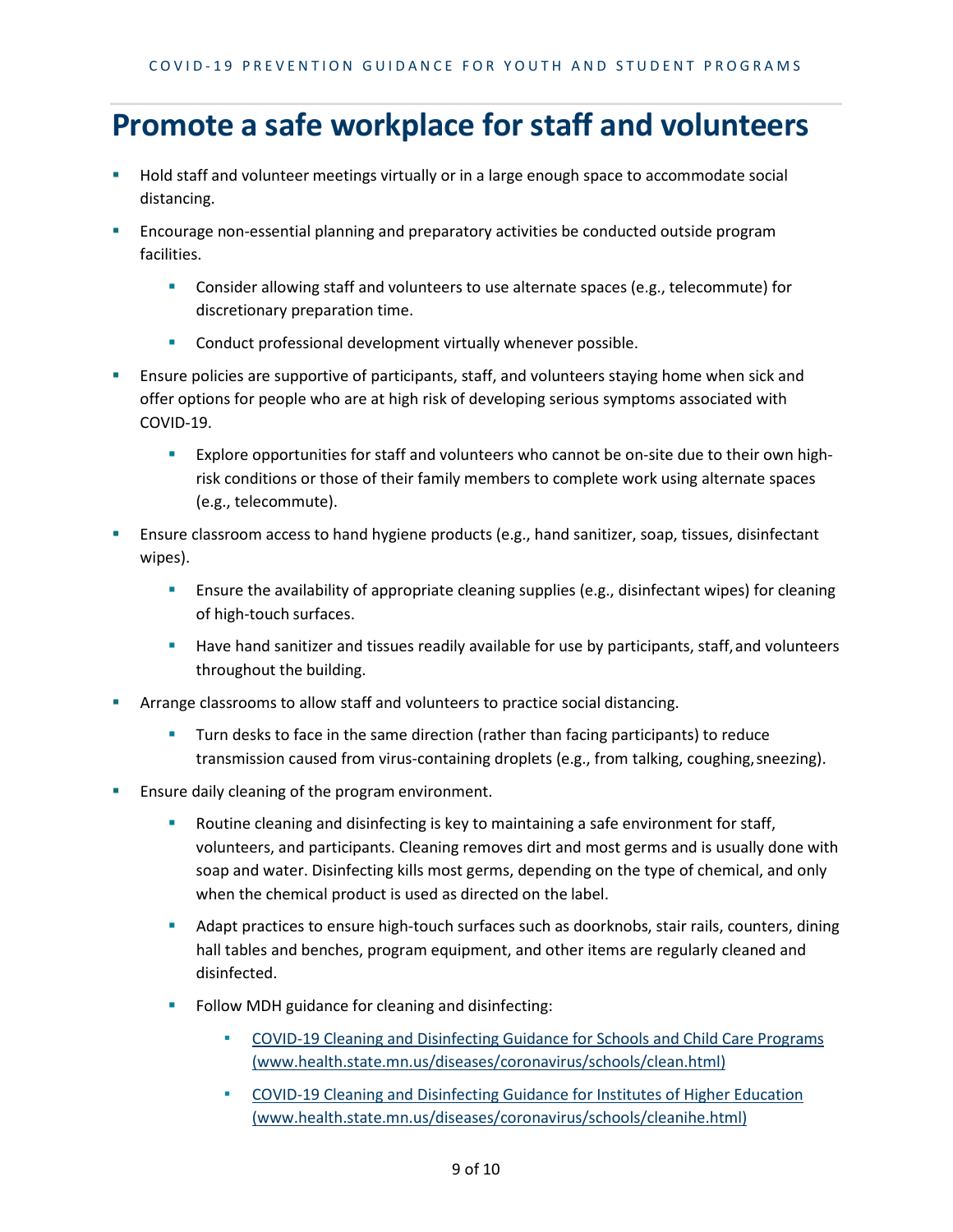# Promote a safe workplace for staff and volunteers

- Hold staff and volunteer meetings virtually or in a large enough space to accommodate social distancing.
- Encourage non-essential planning and preparatory activities be conducted outside program facilities.
  - Consider allowing staff and volunteers to use alternate spaces (e.g., telecommute) for discretionary preparation time.
  - Conduct professional development virtually whenever possible.
- Ensure policies are supportive of participants, staff, and volunteers staying home when sick and offer options for people who are at high risk of developing serious symptoms associated with COVID-19.
  - Explore opportunities for staff and volunteers who cannot be on-site due to their own high-risk conditions or those of their family members to complete work using alternate spaces (e.g., telecommute).
- Ensure classroom access to hand hygiene products (e.g., hand sanitizer, soap, tissues, disinfectant wipes).
  - Ensure the availability of appropriate cleaning supplies (e.g., disinfectant wipes) for cleaning of high-touch surfaces.
  - Have hand sanitizer and tissues readily available for use by participants, staff, and volunteers throughout the building.
- Arrange classrooms to allow staff and volunteers to practice social distancing.
  - Turn desks to face in the same direction (rather than facing participants) to reduce transmission caused from virus-containing droplets (e.g., from talking, coughing, sneezing).
- Ensure daily cleaning of the program environment.
  - Routine cleaning and disinfecting is key to maintaining a safe environment for staff, volunteers, and participants. Cleaning removes dirt and most germs and is usually done with soap and water. Disinfecting kills most germs, depending on the type of chemical, and only when the chemical product is used as directed on the label.
  - Adapt practices to ensure high-touch surfaces such as doorknobs, stair rails, counters, dining hall tables and benches, program equipment, and other items are regularly cleaned and disinfected.
  - Follow MDH guidance for cleaning and disinfecting:
    - [COVID-19 Cleaning and Disinfecting Guidance for Schools and Child Care Programs (www.health.state.mn.us/diseases/coronavirus/schools/clean.html)](www.health.state.mn.us/diseases/coronavirus/schools/clean.html)
    - [COVID-19 Cleaning and Disinfecting Guidance for Institutes of Higher Education (www.health.state.mn.us/diseases/coronavirus/schools/cleanihe.html)](www.health.state.mn.us/diseases/coronavirus/schools/cleanihe.html)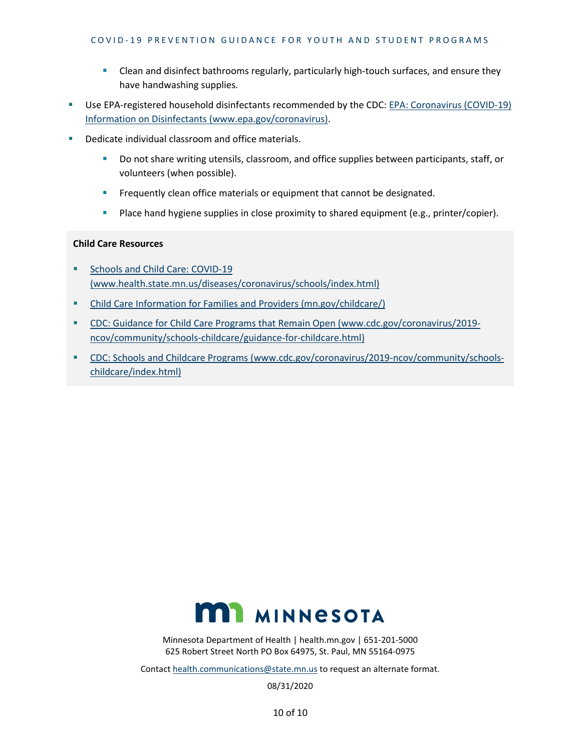- Clean and disinfect bathrooms regularly, particularly high-touch surfaces, and ensure they have handwashing supplies.
- Use EPA-registered household disinfectants recommended by the CDC: [EPA: Coronavirus (COVID-19) Information on Disinfectants (www.epa.gov/coronavirus)](http://www.epa.gov/coronavirus).
- Dedicate individual classroom and office materials.
    - Do not share writing utensils, classroom, and office supplies between participants, staff, or volunteers (when possible).
    - Frequently clean office materials or equipment that cannot be designated.
    - Place hand hygiene supplies in close proximity to shared equipment (e.g., printer/copier).

**Child Care Resources**

- [Schools and Child Care: COVID-19 (www.health.state.mn.us/diseases/coronavirus/schools/index.html)](http://www.health.state.mn.us/diseases/coronavirus/schools/index.html)
- [Child Care Information for Families and Providers (mn.gov/childcare/)](https://mn.gov/childcare/)
- [CDC: Guidance for Child Care Programs that Remain Open (www.cdc.gov/coronavirus/2019-ncov/community/schools-childcare/guidance-for-childcare.html)](http://www.cdc.gov/coronavirus/2019-ncov/community/schools-childcare/guidance-for-childcare.html)
- [CDC: Schools and Childcare Programs (www.cdc.gov/coronavirus/2019-ncov/community/schools-childcare/index.html)](http://www.cdc.gov/coronavirus/2019-ncov/community/schools-childcare/index.html)

MINNESOTA

Minnesota Department of Health | health.mn.gov | 651-201-5000
625 Robert Street North PO Box 64975, St. Paul, MN 55164-0975

Contact [health.communications@state.mn.us](mailto:health.communications@state.mn.us) to request an alternate format.

08/31/2020